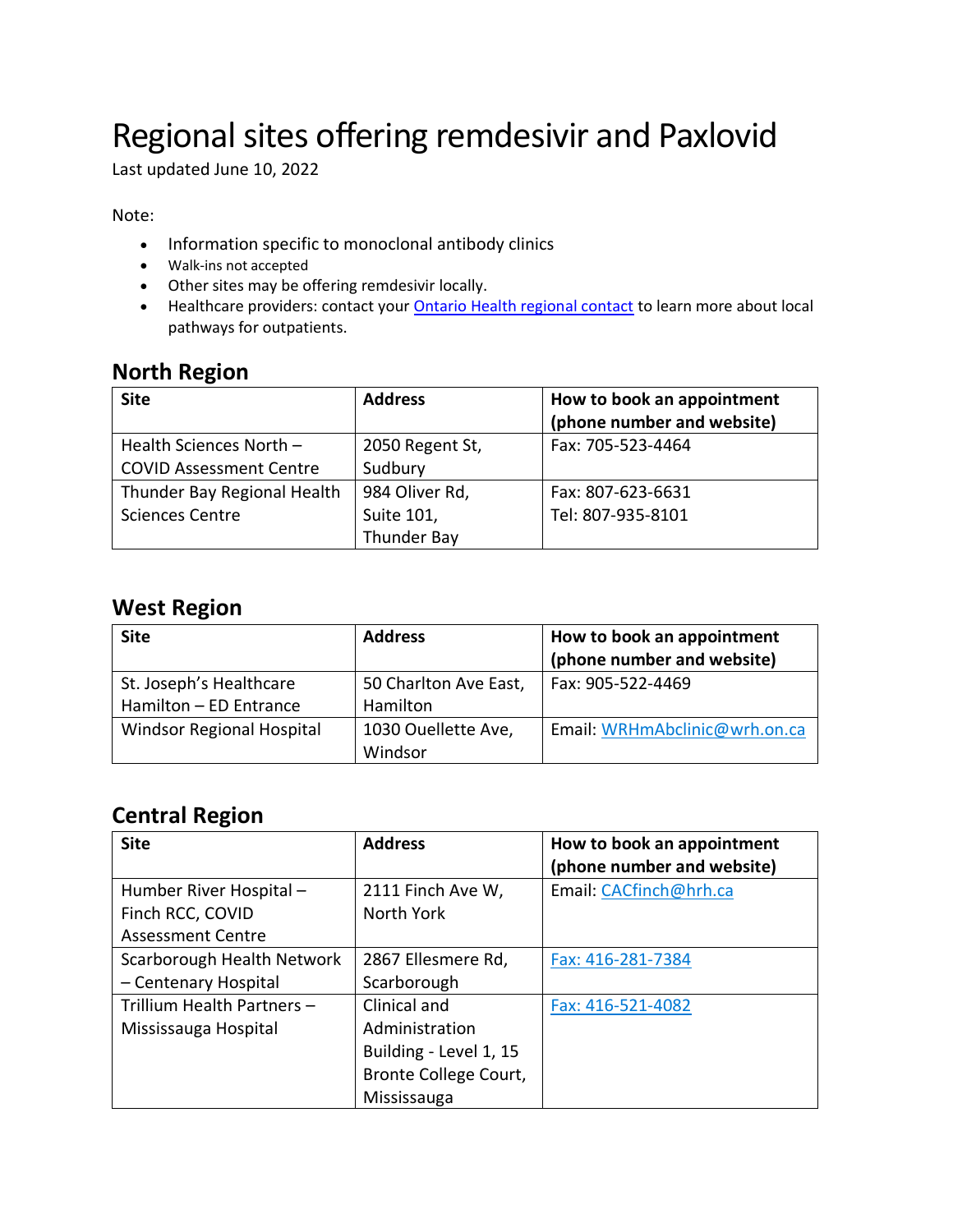# Regional sites offering remdesivir and Paxlovid

Last updated June 10, 2022

Note:

- Information specific to monoclonal antibody clinics
- Walk-ins not accepted
- Other sites may be offering remdesivir locally.
- Healthcare providers: contact your [Ontario Health regional contact]() to learn more about local pathways for outpatients.

## North Region

| Site | Address | How to book an appointment (phone number and website) |
|---|---|---|
| Health Sciences North – COVID Assessment Centre | 2050 Regent St, Sudbury | Fax: 705-523-4464 |
| Thunder Bay Regional Health Sciences Centre | 984 Oliver Rd, Suite 101, Thunder Bay | Fax: 807-623-6631<br>Tel: 807-935-8101 |

## West Region

| Site | Address | How to book an appointment (phone number and website) |
|---|---|---|
| St. Joseph's Healthcare Hamilton – ED Entrance | 50 Charlton Ave East, Hamilton | Fax: 905-522-4469 |
| Windsor Regional Hospital | 1030 Ouellette Ave, Windsor | Email: WRHmAbclinic@wrh.on.ca |

## Central Region

| Site | Address | How to book an appointment (phone number and website) |
|---|---|---|
| Humber River Hospital – Finch RCC, COVID Assessment Centre | 2111 Finch Ave W, North York | Email: CACfinch@hrh.ca |
| Scarborough Health Network – Centenary Hospital | 2867 Ellesmere Rd, Scarborough | Fax: 416-281-7384 |
| Trillium Health Partners – Mississauga Hospital | Clinical and Administration Building - Level 1, 15 Bronte College Court, Mississauga | Fax: 416-521-4082 |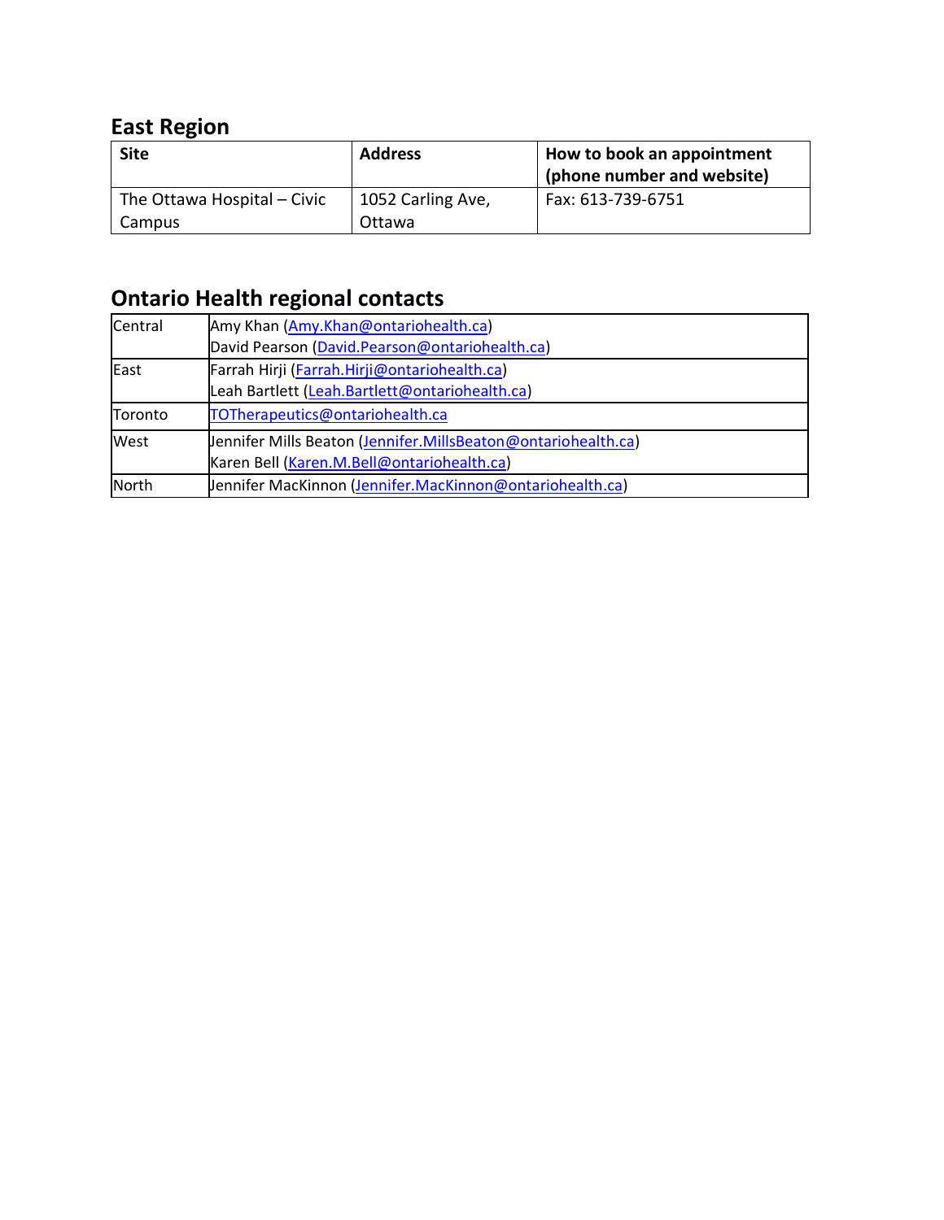## East Region

| Site | Address | How to book an appointment (phone number and website) |
|---|---|---|
| The Ottawa Hospital – Civic Campus | 1052 Carling Ave, Ottawa | Fax: 613-739-6751 |

## Ontario Health regional contacts

| | |
|---|---|
| Central | Amy Khan (Amy.Khan@ontariohealth.ca)<br>David Pearson (David.Pearson@ontariohealth.ca) |
| East | Farrah Hirji (Farrah.Hirji@ontariohealth.ca)<br>Leah Bartlett (Leah.Bartlett@ontariohealth.ca) |
| Toronto | TOTherapeutics@ontariohealth.ca |
| West | Jennifer Mills Beaton (Jennifer.MillsBeaton@ontariohealth.ca)<br>Karen Bell (Karen.M.Bell@ontariohealth.ca) |
| North | Jennifer MacKinnon (Jennifer.MacKinnon@ontariohealth.ca) |